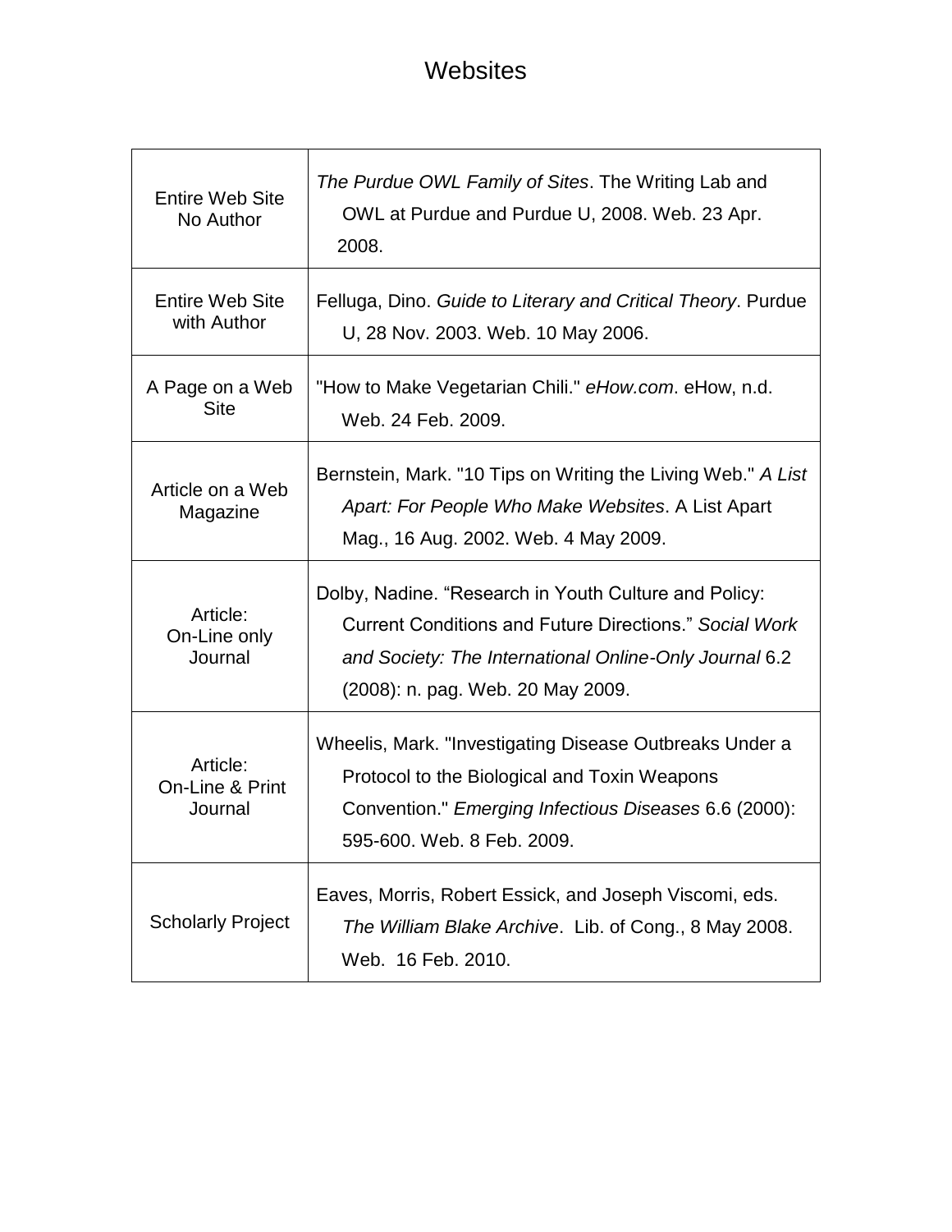# Websites

| | |
|---|---|
| Entire Web Site No Author | *The Purdue OWL Family of Sites*. The Writing Lab and OWL at Purdue and Purdue U, 2008. Web. 23 Apr. 2008. |
| Entire Web Site with Author | Felluga, Dino. *Guide to Literary and Critical Theory*. Purdue U, 28 Nov. 2003. Web. 10 May 2006. |
| A Page on a Web Site | "How to Make Vegetarian Chili." *eHow.com*. eHow, n.d. Web. 24 Feb. 2009. |
| Article on a Web Magazine | Bernstein, Mark. "10 Tips on Writing the Living Web." *A List Apart: For People Who Make Websites*. A List Apart Mag., 16 Aug. 2002. Web. 4 May 2009. |
| Article: On-Line only Journal | Dolby, Nadine. "Research in Youth Culture and Policy: Current Conditions and Future Directions." *Social Work and Society: The International Online-Only Journal* 6.2 (2008): n. pag. Web. 20 May 2009. |
| Article: On-Line & Print Journal | Wheelis, Mark. "Investigating Disease Outbreaks Under a Protocol to the Biological and Toxin Weapons Convention." *Emerging Infectious Diseases* 6.6 (2000): 595-600. Web. 8 Feb. 2009. |
| Scholarly Project | Eaves, Morris, Robert Essick, and Joseph Viscomi, eds. *The William Blake Archive*. Lib. of Cong., 8 May 2008. Web. 16 Feb. 2010. |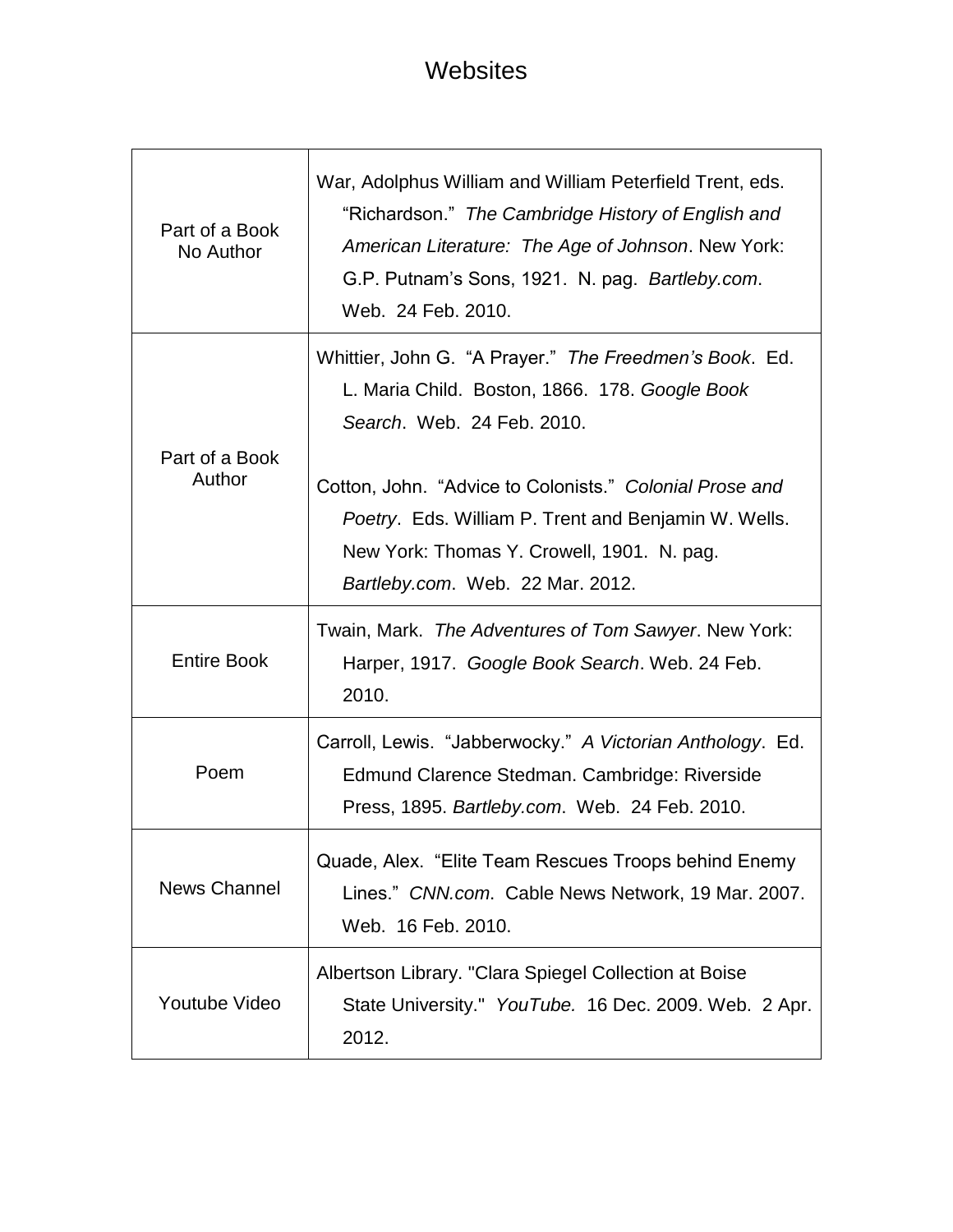# Websites

| | |
|---|---|
| Part of a Book No Author | War, Adolphus William and William Peterfield Trent, eds. "Richardson." *The Cambridge History of English and American Literature: The Age of Johnson*. New York: G.P. Putnam's Sons, 1921. N. pag. *Bartleby.com*. Web. 24 Feb. 2010. |
| Part of a Book Author | Whittier, John G. "A Prayer." *The Freedmen's Book*. Ed. L. Maria Child. Boston, 1866. 178. *Google Book Search*. Web. 24 Feb. 2010.<br><br>Cotton, John. "Advice to Colonists." *Colonial Prose and Poetry*. Eds. William P. Trent and Benjamin W. Wells. New York: Thomas Y. Crowell, 1901. N. pag. *Bartleby.com*. Web. 22 Mar. 2012. |
| Entire Book | Twain, Mark. *The Adventures of Tom Sawyer*. New York: Harper, 1917. *Google Book Search*. Web. 24 Feb. 2010. |
| Poem | Carroll, Lewis. "Jabberwocky." *A Victorian Anthology*. Ed. Edmund Clarence Stedman. Cambridge: Riverside Press, 1895. *Bartleby.com*. Web. 24 Feb. 2010. |
| News Channel | Quade, Alex. "Elite Team Rescues Troops behind Enemy Lines." *CNN.com*. Cable News Network, 19 Mar. 2007. Web. 16 Feb. 2010. |
| Youtube Video | Albertson Library. "Clara Spiegel Collection at Boise State University." *YouTube.* 16 Dec. 2009. Web. 2 Apr. 2012. |